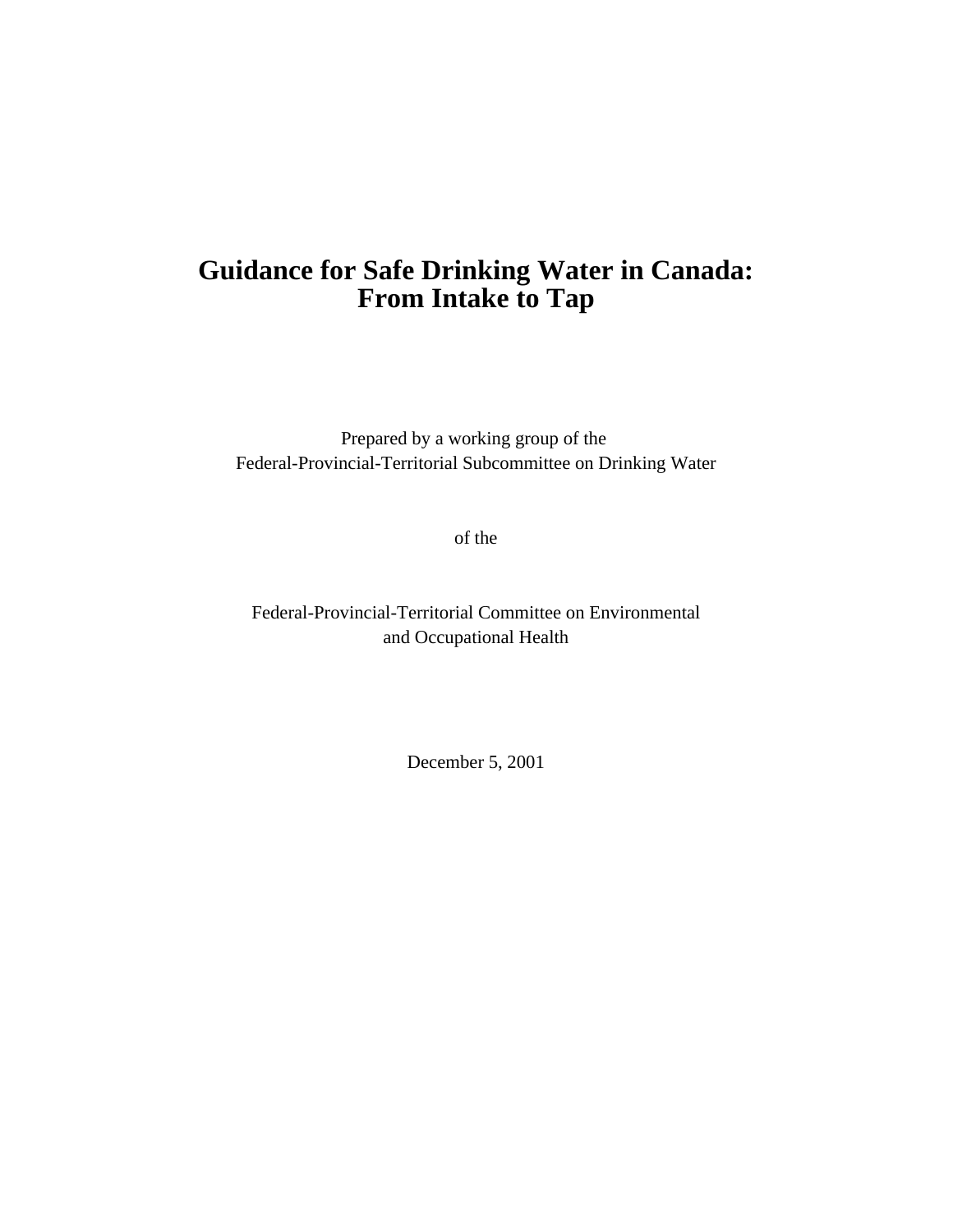# Guidance for Safe Drinking Water in Canada: From Intake to Tap

Prepared by a working group of the
Federal-Provincial-Territorial Subcommittee on Drinking Water

of the

Federal-Provincial-Territorial Committee on Environmental and Occupational Health

December 5, 2001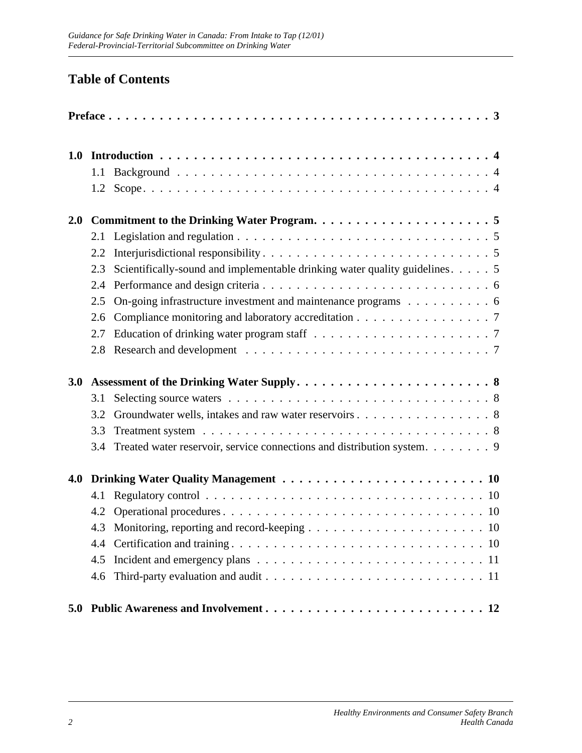## Table of Contents

**Preface** . . . . . . . . . . . . . . . . . . . . . . . . . . . . . . . . . . . . . . . . . . . . . **3**

**1.0 Introduction** . . . . . . . . . . . . . . . . . . . . . . . . . . . . . . . . . . . . . . . . **4**
- 1.1 Background . . . . . . . . . . . . . . . . . . . . . . . . . . . . . . . . . . . . . . . 4
- 1.2 Scope . . . . . . . . . . . . . . . . . . . . . . . . . . . . . . . . . . . . . . . . . . 4

**2.0 Commitment to the Drinking Water Program** . . . . . . . . . . . . . . . . . . . . . **5**
- 2.1 Legislation and regulation . . . . . . . . . . . . . . . . . . . . . . . . . . . . . . 5
- 2.2 Interjurisdictional responsibility . . . . . . . . . . . . . . . . . . . . . . . . . . . 5
- 2.3 Scientifically-sound and implementable drinking water quality guidelines . . . . . 5
- 2.4 Performance and design criteria . . . . . . . . . . . . . . . . . . . . . . . . . . . 6
- 2.5 On-going infrastructure investment and maintenance programs . . . . . . . . . . 6
- 2.6 Compliance monitoring and laboratory accreditation . . . . . . . . . . . . . . . . 7
- 2.7 Education of drinking water program staff . . . . . . . . . . . . . . . . . . . . . 7
- 2.8 Research and development . . . . . . . . . . . . . . . . . . . . . . . . . . . . . 7

**3.0 Assessment of the Drinking Water Supply** . . . . . . . . . . . . . . . . . . . . . . **8**
- 3.1 Selecting source waters . . . . . . . . . . . . . . . . . . . . . . . . . . . . . . . 8
- 3.2 Groundwater wells, intakes and raw water reservoirs . . . . . . . . . . . . . . . . 8
- 3.3 Treatment system . . . . . . . . . . . . . . . . . . . . . . . . . . . . . . . . . . 8
- 3.4 Treated water reservoir, service connections and distribution system . . . . . . . . 9

**4.0 Drinking Water Quality Management** . . . . . . . . . . . . . . . . . . . . . . . . **10**
- 4.1 Regulatory control . . . . . . . . . . . . . . . . . . . . . . . . . . . . . . . . . . 10
- 4.2 Operational procedures . . . . . . . . . . . . . . . . . . . . . . . . . . . . . . . 10
- 4.3 Monitoring, reporting and record-keeping . . . . . . . . . . . . . . . . . . . . . 10
- 4.4 Certification and training . . . . . . . . . . . . . . . . . . . . . . . . . . . . . . 10
- 4.5 Incident and emergency plans . . . . . . . . . . . . . . . . . . . . . . . . . . . . 11
- 4.6 Third-party evaluation and audit . . . . . . . . . . . . . . . . . . . . . . . . . . . 11

**5.0 Public Awareness and Involvement** . . . . . . . . . . . . . . . . . . . . . . . . . **12**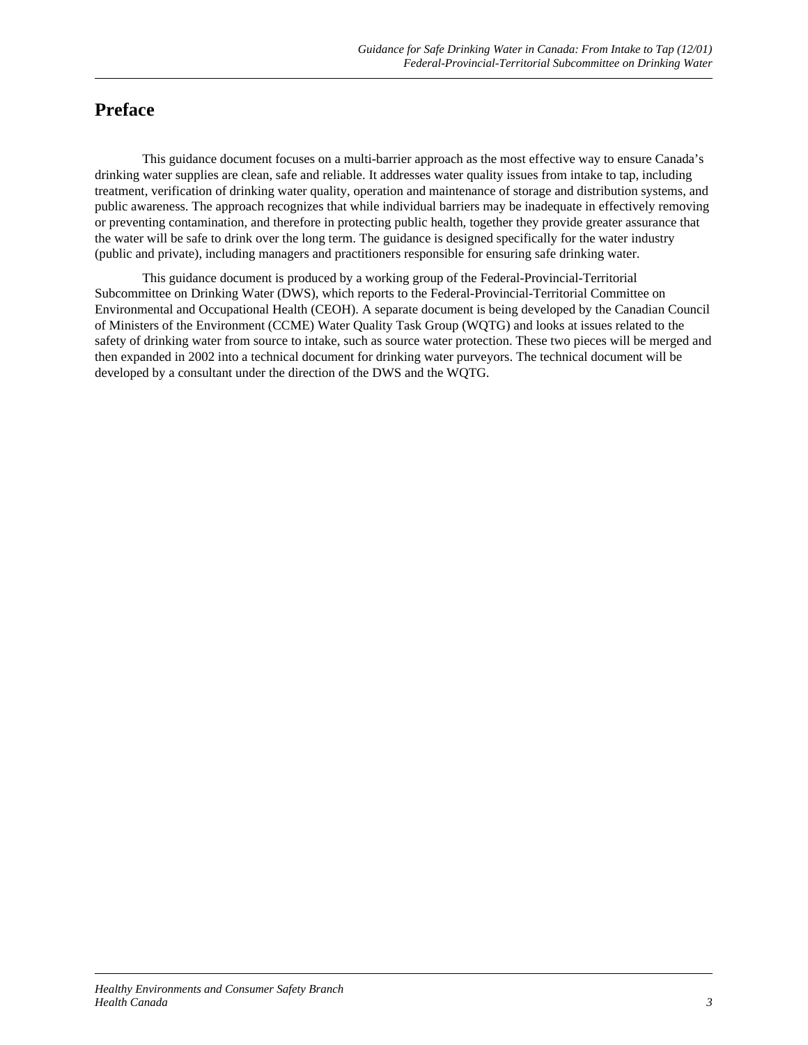# Preface

This guidance document focuses on a multi-barrier approach as the most effective way to ensure Canada's drinking water supplies are clean, safe and reliable. It addresses water quality issues from intake to tap, including treatment, verification of drinking water quality, operation and maintenance of storage and distribution systems, and public awareness. The approach recognizes that while individual barriers may be inadequate in effectively removing or preventing contamination, and therefore in protecting public health, together they provide greater assurance that the water will be safe to drink over the long term. The guidance is designed specifically for the water industry (public and private), including managers and practitioners responsible for ensuring safe drinking water.

This guidance document is produced by a working group of the Federal-Provincial-Territorial Subcommittee on Drinking Water (DWS), which reports to the Federal-Provincial-Territorial Committee on Environmental and Occupational Health (CEOH). A separate document is being developed by the Canadian Council of Ministers of the Environment (CCME) Water Quality Task Group (WQTG) and looks at issues related to the safety of drinking water from source to intake, such as source water protection. These two pieces will be merged and then expanded in 2002 into a technical document for drinking water purveyors. The technical document will be developed by a consultant under the direction of the DWS and the WQTG.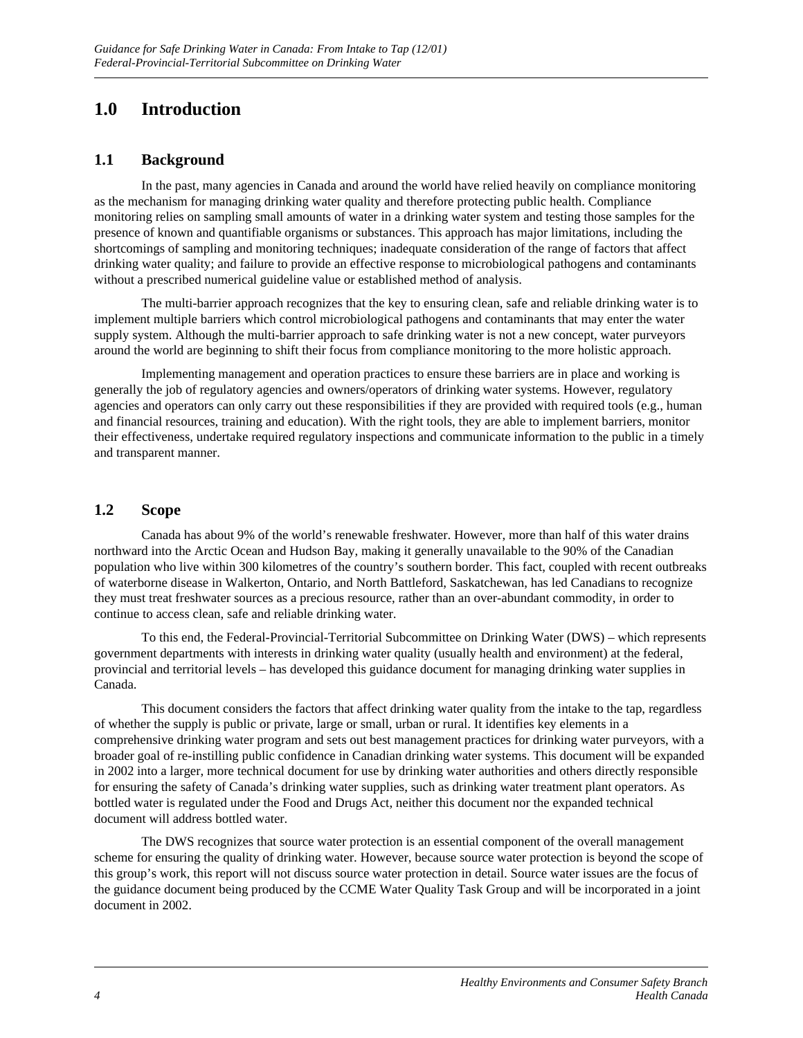# 1.0 Introduction

## 1.1 Background

In the past, many agencies in Canada and around the world have relied heavily on compliance monitoring as the mechanism for managing drinking water quality and therefore protecting public health. Compliance monitoring relies on sampling small amounts of water in a drinking water system and testing those samples for the presence of known and quantifiable organisms or substances. This approach has major limitations, including the shortcomings of sampling and monitoring techniques; inadequate consideration of the range of factors that affect drinking water quality; and failure to provide an effective response to microbiological pathogens and contaminants without a prescribed numerical guideline value or established method of analysis.

The multi-barrier approach recognizes that the key to ensuring clean, safe and reliable drinking water is to implement multiple barriers which control microbiological pathogens and contaminants that may enter the water supply system. Although the multi-barrier approach to safe drinking water is not a new concept, water purveyors around the world are beginning to shift their focus from compliance monitoring to the more holistic approach.

Implementing management and operation practices to ensure these barriers are in place and working is generally the job of regulatory agencies and owners/operators of drinking water systems. However, regulatory agencies and operators can only carry out these responsibilities if they are provided with required tools (e.g., human and financial resources, training and education). With the right tools, they are able to implement barriers, monitor their effectiveness, undertake required regulatory inspections and communicate information to the public in a timely and transparent manner.

## 1.2 Scope

Canada has about 9% of the world's renewable freshwater. However, more than half of this water drains northward into the Arctic Ocean and Hudson Bay, making it generally unavailable to the 90% of the Canadian population who live within 300 kilometres of the country's southern border. This fact, coupled with recent outbreaks of waterborne disease in Walkerton, Ontario, and North Battleford, Saskatchewan, has led Canadians to recognize they must treat freshwater sources as a precious resource, rather than an over-abundant commodity, in order to continue to access clean, safe and reliable drinking water.

To this end, the Federal-Provincial-Territorial Subcommittee on Drinking Water (DWS) – which represents government departments with interests in drinking water quality (usually health and environment) at the federal, provincial and territorial levels – has developed this guidance document for managing drinking water supplies in Canada.

This document considers the factors that affect drinking water quality from the intake to the tap, regardless of whether the supply is public or private, large or small, urban or rural. It identifies key elements in a comprehensive drinking water program and sets out best management practices for drinking water purveyors, with a broader goal of re-instilling public confidence in Canadian drinking water systems. This document will be expanded in 2002 into a larger, more technical document for use by drinking water authorities and others directly responsible for ensuring the safety of Canada's drinking water supplies, such as drinking water treatment plant operators. As bottled water is regulated under the Food and Drugs Act, neither this document nor the expanded technical document will address bottled water.

The DWS recognizes that source water protection is an essential component of the overall management scheme for ensuring the quality of drinking water. However, because source water protection is beyond the scope of this group's work, this report will not discuss source water protection in detail. Source water issues are the focus of the guidance document being produced by the CCME Water Quality Task Group and will be incorporated in a joint document in 2002.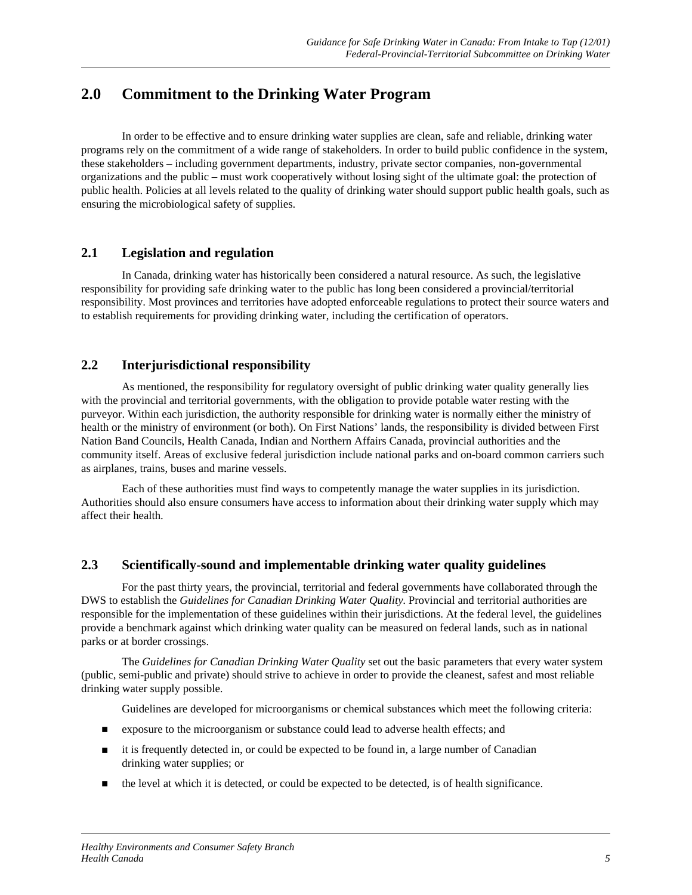## 2.0 Commitment to the Drinking Water Program

In order to be effective and to ensure drinking water supplies are clean, safe and reliable, drinking water programs rely on the commitment of a wide range of stakeholders. In order to build public confidence in the system, these stakeholders – including government departments, industry, private sector companies, non-governmental organizations and the public – must work cooperatively without losing sight of the ultimate goal: the protection of public health. Policies at all levels related to the quality of drinking water should support public health goals, such as ensuring the microbiological safety of supplies.

### 2.1 Legislation and regulation

In Canada, drinking water has historically been considered a natural resource. As such, the legislative responsibility for providing safe drinking water to the public has long been considered a provincial/territorial responsibility. Most provinces and territories have adopted enforceable regulations to protect their source waters and to establish requirements for providing drinking water, including the certification of operators.

### 2.2 Interjurisdictional responsibility

As mentioned, the responsibility for regulatory oversight of public drinking water quality generally lies with the provincial and territorial governments, with the obligation to provide potable water resting with the purveyor. Within each jurisdiction, the authority responsible for drinking water is normally either the ministry of health or the ministry of environment (or both). On First Nations' lands, the responsibility is divided between First Nation Band Councils, Health Canada, Indian and Northern Affairs Canada, provincial authorities and the community itself. Areas of exclusive federal jurisdiction include national parks and on-board common carriers such as airplanes, trains, buses and marine vessels.

Each of these authorities must find ways to competently manage the water supplies in its jurisdiction. Authorities should also ensure consumers have access to information about their drinking water supply which may affect their health.

### 2.3 Scientifically-sound and implementable drinking water quality guidelines

For the past thirty years, the provincial, territorial and federal governments have collaborated through the DWS to establish the *Guidelines for Canadian Drinking Water Quality*. Provincial and territorial authorities are responsible for the implementation of these guidelines within their jurisdictions. At the federal level, the guidelines provide a benchmark against which drinking water quality can be measured on federal lands, such as in national parks or at border crossings.

The *Guidelines for Canadian Drinking Water Quality* set out the basic parameters that every water system (public, semi-public and private) should strive to achieve in order to provide the cleanest, safest and most reliable drinking water supply possible.

Guidelines are developed for microorganisms or chemical substances which meet the following criteria:

- exposure to the microorganism or substance could lead to adverse health effects; and
- it is frequently detected in, or could be expected to be found in, a large number of Canadian drinking water supplies; or
- the level at which it is detected, or could be expected to be detected, is of health significance.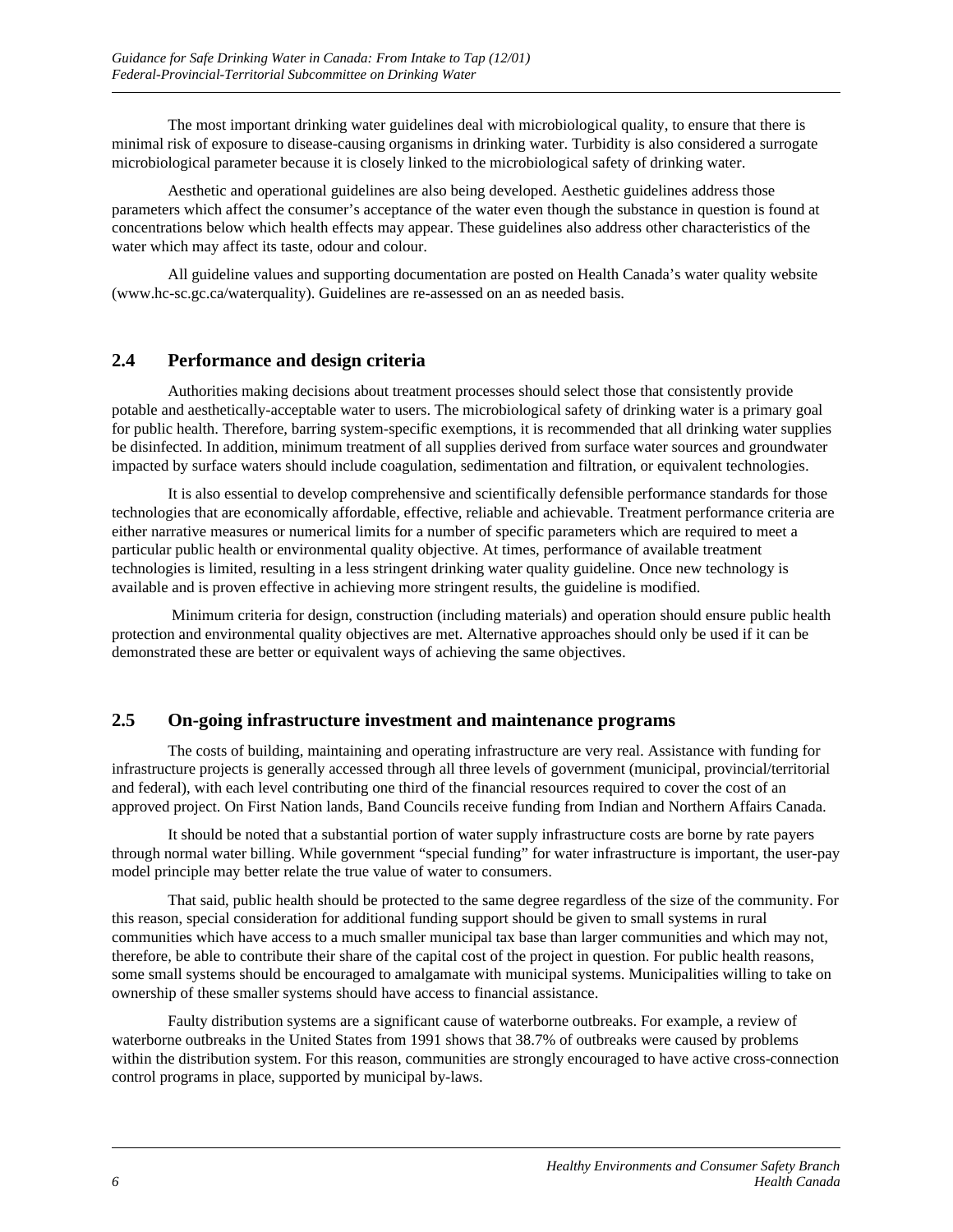The most important drinking water guidelines deal with microbiological quality, to ensure that there is minimal risk of exposure to disease-causing organisms in drinking water. Turbidity is also considered a surrogate microbiological parameter because it is closely linked to the microbiological safety of drinking water.

Aesthetic and operational guidelines are also being developed. Aesthetic guidelines address those parameters which affect the consumer's acceptance of the water even though the substance in question is found at concentrations below which health effects may appear. These guidelines also address other characteristics of the water which may affect its taste, odour and colour.

All guideline values and supporting documentation are posted on Health Canada's water quality website (www.hc-sc.gc.ca/waterquality). Guidelines are re-assessed on an as needed basis.

## 2.4 Performance and design criteria

Authorities making decisions about treatment processes should select those that consistently provide potable and aesthetically-acceptable water to users. The microbiological safety of drinking water is a primary goal for public health. Therefore, barring system-specific exemptions, it is recommended that all drinking water supplies be disinfected. In addition, minimum treatment of all supplies derived from surface water sources and groundwater impacted by surface waters should include coagulation, sedimentation and filtration, or equivalent technologies.

It is also essential to develop comprehensive and scientifically defensible performance standards for those technologies that are economically affordable, effective, reliable and achievable. Treatment performance criteria are either narrative measures or numerical limits for a number of specific parameters which are required to meet a particular public health or environmental quality objective. At times, performance of available treatment technologies is limited, resulting in a less stringent drinking water quality guideline. Once new technology is available and is proven effective in achieving more stringent results, the guideline is modified.

Minimum criteria for design, construction (including materials) and operation should ensure public health protection and environmental quality objectives are met. Alternative approaches should only be used if it can be demonstrated these are better or equivalent ways of achieving the same objectives.

## 2.5 On-going infrastructure investment and maintenance programs

The costs of building, maintaining and operating infrastructure are very real. Assistance with funding for infrastructure projects is generally accessed through all three levels of government (municipal, provincial/territorial and federal), with each level contributing one third of the financial resources required to cover the cost of an approved project. On First Nation lands, Band Councils receive funding from Indian and Northern Affairs Canada.

It should be noted that a substantial portion of water supply infrastructure costs are borne by rate payers through normal water billing. While government "special funding" for water infrastructure is important, the user-pay model principle may better relate the true value of water to consumers.

That said, public health should be protected to the same degree regardless of the size of the community. For this reason, special consideration for additional funding support should be given to small systems in rural communities which have access to a much smaller municipal tax base than larger communities and which may not, therefore, be able to contribute their share of the capital cost of the project in question. For public health reasons, some small systems should be encouraged to amalgamate with municipal systems. Municipalities willing to take on ownership of these smaller systems should have access to financial assistance.

Faulty distribution systems are a significant cause of waterborne outbreaks. For example, a review of waterborne outbreaks in the United States from 1991 shows that 38.7% of outbreaks were caused by problems within the distribution system. For this reason, communities are strongly encouraged to have active cross-connection control programs in place, supported by municipal by-laws.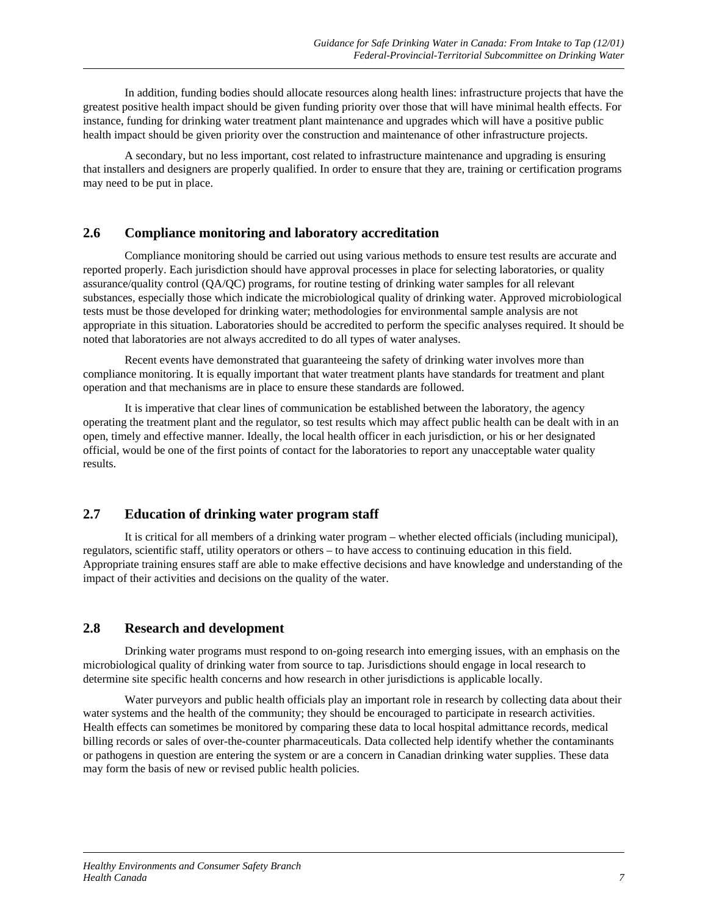In addition, funding bodies should allocate resources along health lines: infrastructure projects that have the greatest positive health impact should be given funding priority over those that will have minimal health effects. For instance, funding for drinking water treatment plant maintenance and upgrades which will have a positive public health impact should be given priority over the construction and maintenance of other infrastructure projects.

A secondary, but no less important, cost related to infrastructure maintenance and upgrading is ensuring that installers and designers are properly qualified. In order to ensure that they are, training or certification programs may need to be put in place.

## 2.6 Compliance monitoring and laboratory accreditation

Compliance monitoring should be carried out using various methods to ensure test results are accurate and reported properly. Each jurisdiction should have approval processes in place for selecting laboratories, or quality assurance/quality control (QA/QC) programs, for routine testing of drinking water samples for all relevant substances, especially those which indicate the microbiological quality of drinking water. Approved microbiological tests must be those developed for drinking water; methodologies for environmental sample analysis are not appropriate in this situation. Laboratories should be accredited to perform the specific analyses required. It should be noted that laboratories are not always accredited to do all types of water analyses.

Recent events have demonstrated that guaranteeing the safety of drinking water involves more than compliance monitoring. It is equally important that water treatment plants have standards for treatment and plant operation and that mechanisms are in place to ensure these standards are followed.

It is imperative that clear lines of communication be established between the laboratory, the agency operating the treatment plant and the regulator, so test results which may affect public health can be dealt with in an open, timely and effective manner. Ideally, the local health officer in each jurisdiction, or his or her designated official, would be one of the first points of contact for the laboratories to report any unacceptable water quality results.

## 2.7 Education of drinking water program staff

It is critical for all members of a drinking water program – whether elected officials (including municipal), regulators, scientific staff, utility operators or others – to have access to continuing education in this field. Appropriate training ensures staff are able to make effective decisions and have knowledge and understanding of the impact of their activities and decisions on the quality of the water.

## 2.8 Research and development

Drinking water programs must respond to on-going research into emerging issues, with an emphasis on the microbiological quality of drinking water from source to tap. Jurisdictions should engage in local research to determine site specific health concerns and how research in other jurisdictions is applicable locally.

Water purveyors and public health officials play an important role in research by collecting data about their water systems and the health of the community; they should be encouraged to participate in research activities. Health effects can sometimes be monitored by comparing these data to local hospital admittance records, medical billing records or sales of over-the-counter pharmaceuticals. Data collected help identify whether the contaminants or pathogens in question are entering the system or are a concern in Canadian drinking water supplies. These data may form the basis of new or revised public health policies.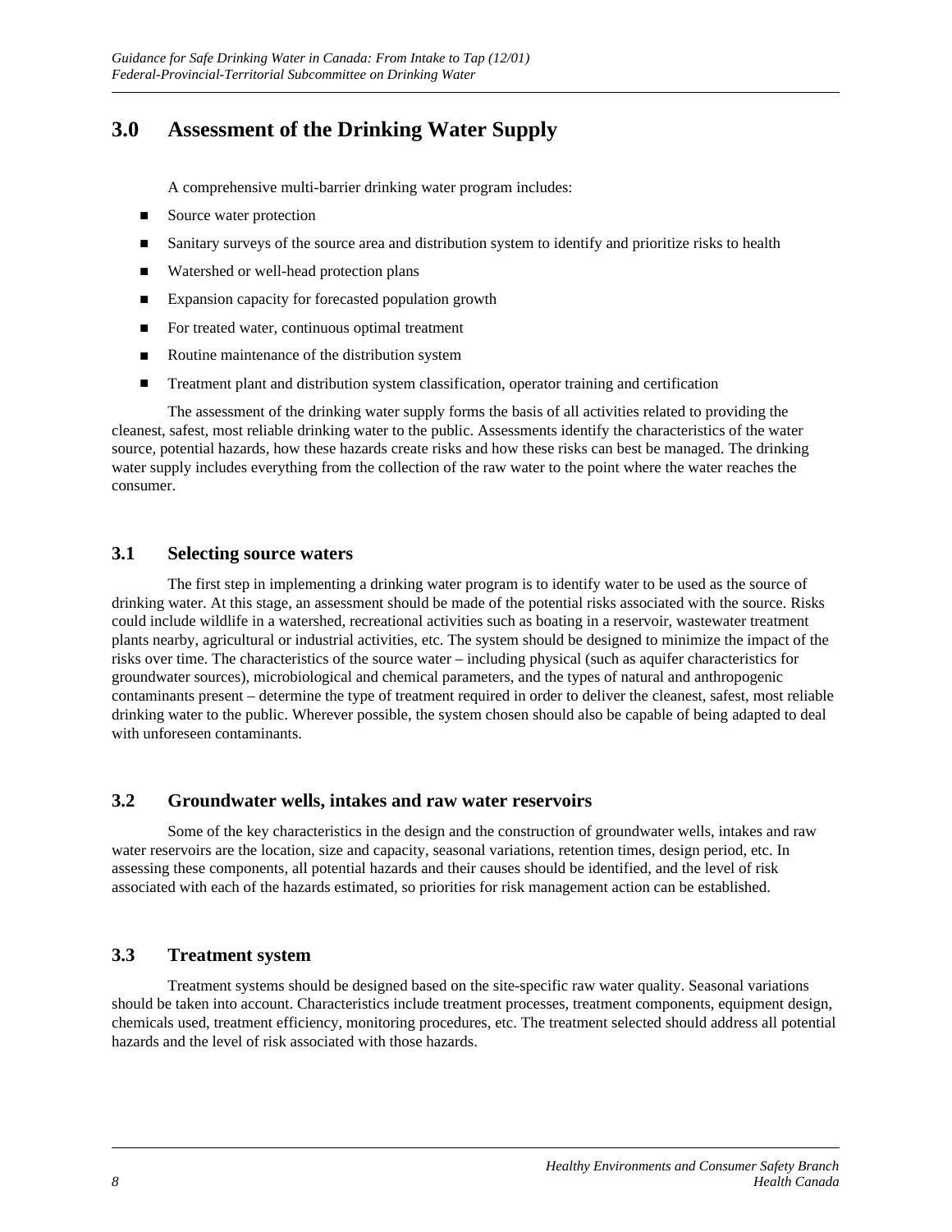# 3.0 Assessment of the Drinking Water Supply

A comprehensive multi-barrier drinking water program includes:

- Source water protection
- Sanitary surveys of the source area and distribution system to identify and prioritize risks to health
- Watershed or well-head protection plans
- Expansion capacity for forecasted population growth
- For treated water, continuous optimal treatment
- Routine maintenance of the distribution system
- Treatment plant and distribution system classification, operator training and certification

The assessment of the drinking water supply forms the basis of all activities related to providing the cleanest, safest, most reliable drinking water to the public. Assessments identify the characteristics of the water source, potential hazards, how these hazards create risks and how these risks can best be managed. The drinking water supply includes everything from the collection of the raw water to the point where the water reaches the consumer.

## 3.1 Selecting source waters

The first step in implementing a drinking water program is to identify water to be used as the source of drinking water. At this stage, an assessment should be made of the potential risks associated with the source. Risks could include wildlife in a watershed, recreational activities such as boating in a reservoir, wastewater treatment plants nearby, agricultural or industrial activities, etc. The system should be designed to minimize the impact of the risks over time. The characteristics of the source water – including physical (such as aquifer characteristics for groundwater sources), microbiological and chemical parameters, and the types of natural and anthropogenic contaminants present – determine the type of treatment required in order to deliver the cleanest, safest, most reliable drinking water to the public. Wherever possible, the system chosen should also be capable of being adapted to deal with unforeseen contaminants.

## 3.2 Groundwater wells, intakes and raw water reservoirs

Some of the key characteristics in the design and the construction of groundwater wells, intakes and raw water reservoirs are the location, size and capacity, seasonal variations, retention times, design period, etc. In assessing these components, all potential hazards and their causes should be identified, and the level of risk associated with each of the hazards estimated, so priorities for risk management action can be established.

## 3.3 Treatment system

Treatment systems should be designed based on the site-specific raw water quality. Seasonal variations should be taken into account. Characteristics include treatment processes, treatment components, equipment design, chemicals used, treatment efficiency, monitoring procedures, etc. The treatment selected should address all potential hazards and the level of risk associated with those hazards.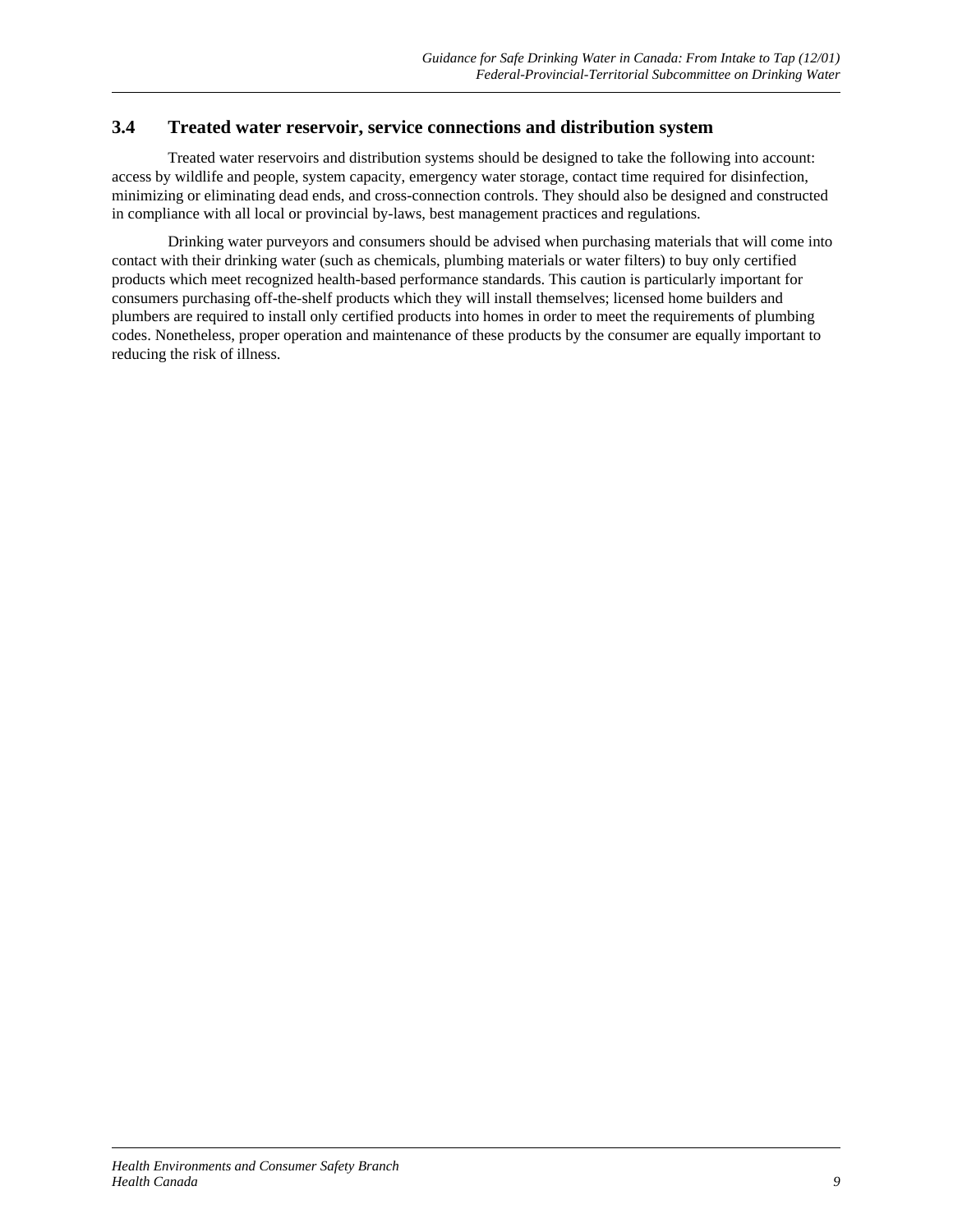### 3.4 Treated water reservoir, service connections and distribution system

Treated water reservoirs and distribution systems should be designed to take the following into account: access by wildlife and people, system capacity, emergency water storage, contact time required for disinfection, minimizing or eliminating dead ends, and cross-connection controls. They should also be designed and constructed in compliance with all local or provincial by-laws, best management practices and regulations.

Drinking water purveyors and consumers should be advised when purchasing materials that will come into contact with their drinking water (such as chemicals, plumbing materials or water filters) to buy only certified products which meet recognized health-based performance standards. This caution is particularly important for consumers purchasing off-the-shelf products which they will install themselves; licensed home builders and plumbers are required to install only certified products into homes in order to meet the requirements of plumbing codes. Nonetheless, proper operation and maintenance of these products by the consumer are equally important to reducing the risk of illness.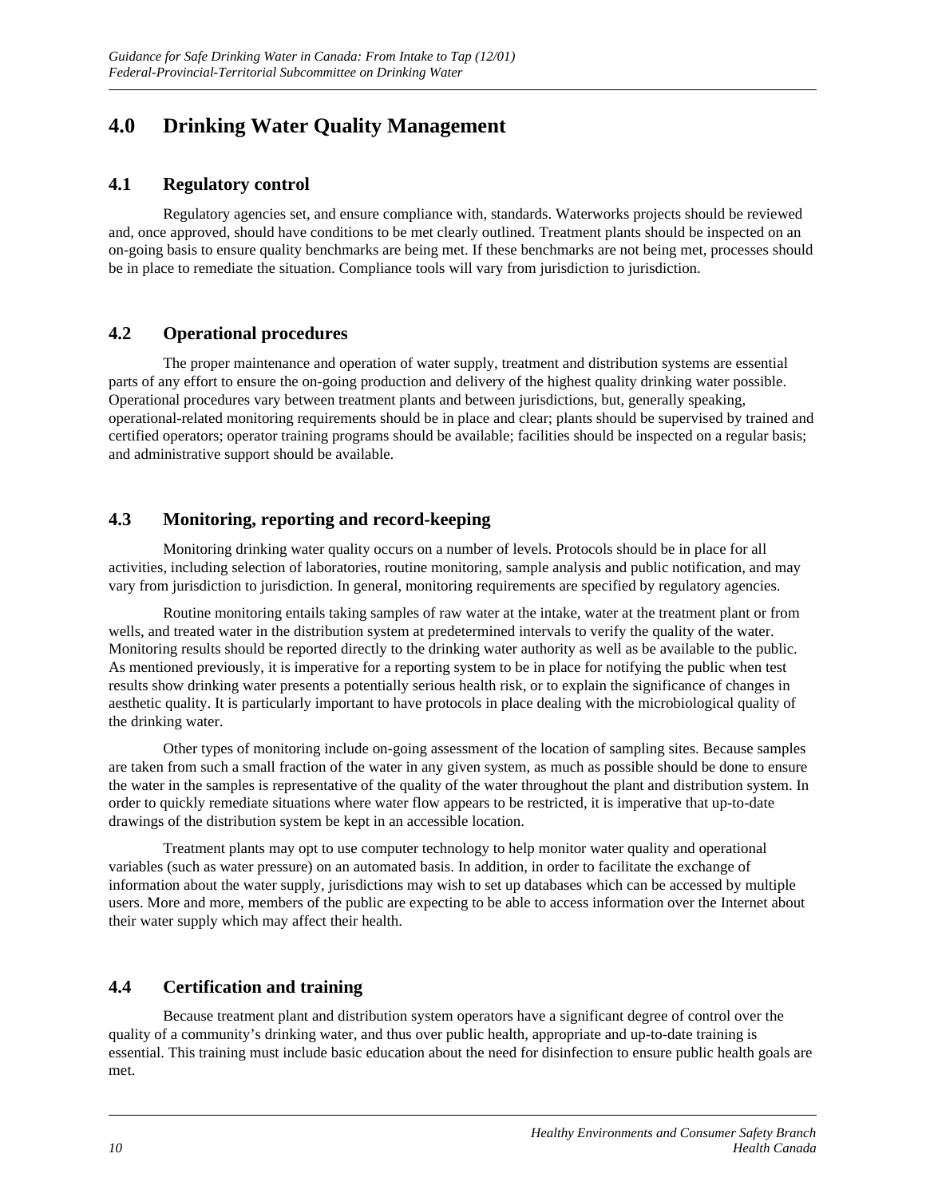# 4.0 Drinking Water Quality Management

## 4.1 Regulatory control

Regulatory agencies set, and ensure compliance with, standards. Waterworks projects should be reviewed and, once approved, should have conditions to be met clearly outlined. Treatment plants should be inspected on an on-going basis to ensure quality benchmarks are being met. If these benchmarks are not being met, processes should be in place to remediate the situation. Compliance tools will vary from jurisdiction to jurisdiction.

## 4.2 Operational procedures

The proper maintenance and operation of water supply, treatment and distribution systems are essential parts of any effort to ensure the on-going production and delivery of the highest quality drinking water possible. Operational procedures vary between treatment plants and between jurisdictions, but, generally speaking, operational-related monitoring requirements should be in place and clear; plants should be supervised by trained and certified operators; operator training programs should be available; facilities should be inspected on a regular basis; and administrative support should be available.

## 4.3 Monitoring, reporting and record-keeping

Monitoring drinking water quality occurs on a number of levels. Protocols should be in place for all activities, including selection of laboratories, routine monitoring, sample analysis and public notification, and may vary from jurisdiction to jurisdiction. In general, monitoring requirements are specified by regulatory agencies.

Routine monitoring entails taking samples of raw water at the intake, water at the treatment plant or from wells, and treated water in the distribution system at predetermined intervals to verify the quality of the water. Monitoring results should be reported directly to the drinking water authority as well as be available to the public. As mentioned previously, it is imperative for a reporting system to be in place for notifying the public when test results show drinking water presents a potentially serious health risk, or to explain the significance of changes in aesthetic quality. It is particularly important to have protocols in place dealing with the microbiological quality of the drinking water.

Other types of monitoring include on-going assessment of the location of sampling sites. Because samples are taken from such a small fraction of the water in any given system, as much as possible should be done to ensure the water in the samples is representative of the quality of the water throughout the plant and distribution system. In order to quickly remediate situations where water flow appears to be restricted, it is imperative that up-to-date drawings of the distribution system be kept in an accessible location.

Treatment plants may opt to use computer technology to help monitor water quality and operational variables (such as water pressure) on an automated basis. In addition, in order to facilitate the exchange of information about the water supply, jurisdictions may wish to set up databases which can be accessed by multiple users. More and more, members of the public are expecting to be able to access information over the Internet about their water supply which may affect their health.

## 4.4 Certification and training

Because treatment plant and distribution system operators have a significant degree of control over the quality of a community's drinking water, and thus over public health, appropriate and up-to-date training is essential. This training must include basic education about the need for disinfection to ensure public health goals are met.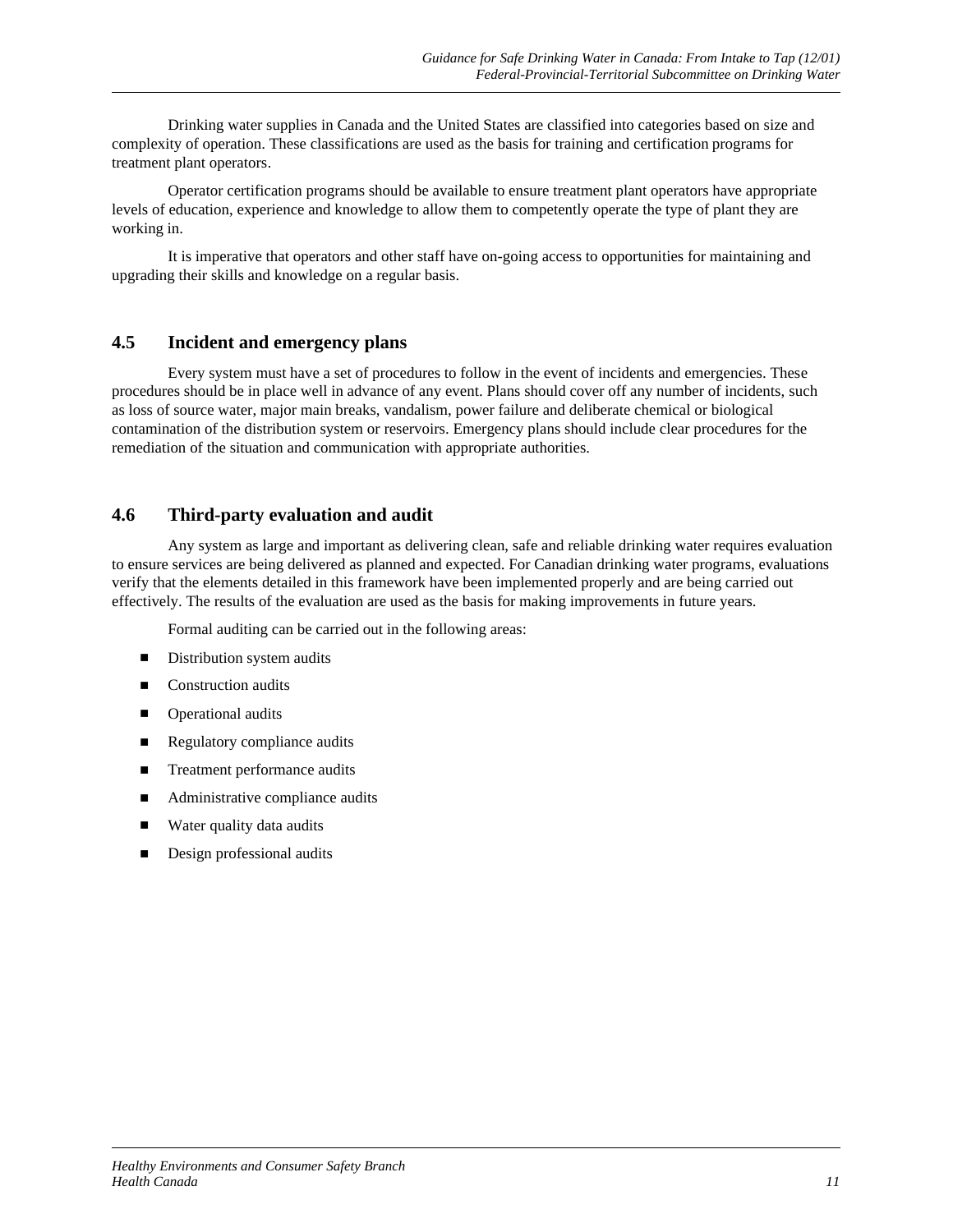Drinking water supplies in Canada and the United States are classified into categories based on size and complexity of operation. These classifications are used as the basis for training and certification programs for treatment plant operators.

Operator certification programs should be available to ensure treatment plant operators have appropriate levels of education, experience and knowledge to allow them to competently operate the type of plant they are working in.

It is imperative that operators and other staff have on-going access to opportunities for maintaining and upgrading their skills and knowledge on a regular basis.

## 4.5 Incident and emergency plans

Every system must have a set of procedures to follow in the event of incidents and emergencies. These procedures should be in place well in advance of any event. Plans should cover off any number of incidents, such as loss of source water, major main breaks, vandalism, power failure and deliberate chemical or biological contamination of the distribution system or reservoirs. Emergency plans should include clear procedures for the remediation of the situation and communication with appropriate authorities.

## 4.6 Third-party evaluation and audit

Any system as large and important as delivering clean, safe and reliable drinking water requires evaluation to ensure services are being delivered as planned and expected. For Canadian drinking water programs, evaluations verify that the elements detailed in this framework have been implemented properly and are being carried out effectively. The results of the evaluation are used as the basis for making improvements in future years.

Formal auditing can be carried out in the following areas:

- Distribution system audits
- Construction audits
- Operational audits
- Regulatory compliance audits
- Treatment performance audits
- Administrative compliance audits
- Water quality data audits
- Design professional audits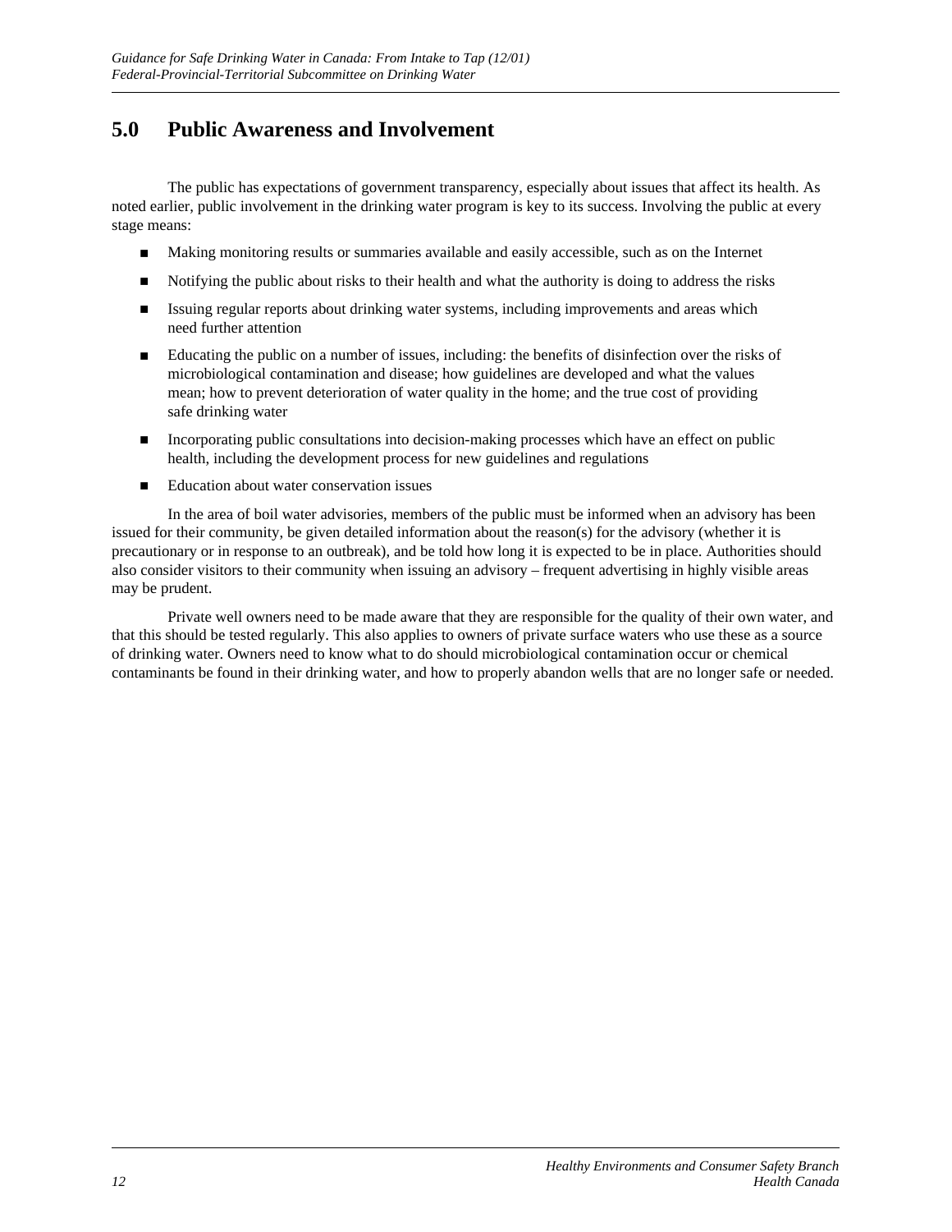## 5.0 Public Awareness and Involvement

The public has expectations of government transparency, especially about issues that affect its health. As noted earlier, public involvement in the drinking water program is key to its success. Involving the public at every stage means:

- Making monitoring results or summaries available and easily accessible, such as on the Internet
- Notifying the public about risks to their health and what the authority is doing to address the risks
- Issuing regular reports about drinking water systems, including improvements and areas which need further attention
- Educating the public on a number of issues, including: the benefits of disinfection over the risks of microbiological contamination and disease; how guidelines are developed and what the values mean; how to prevent deterioration of water quality in the home; and the true cost of providing safe drinking water
- Incorporating public consultations into decision-making processes which have an effect on public health, including the development process for new guidelines and regulations
- Education about water conservation issues

In the area of boil water advisories, members of the public must be informed when an advisory has been issued for their community, be given detailed information about the reason(s) for the advisory (whether it is precautionary or in response to an outbreak), and be told how long it is expected to be in place. Authorities should also consider visitors to their community when issuing an advisory – frequent advertising in highly visible areas may be prudent.

Private well owners need to be made aware that they are responsible for the quality of their own water, and that this should be tested regularly. This also applies to owners of private surface waters who use these as a source of drinking water. Owners need to know what to do should microbiological contamination occur or chemical contaminants be found in their drinking water, and how to properly abandon wells that are no longer safe or needed.